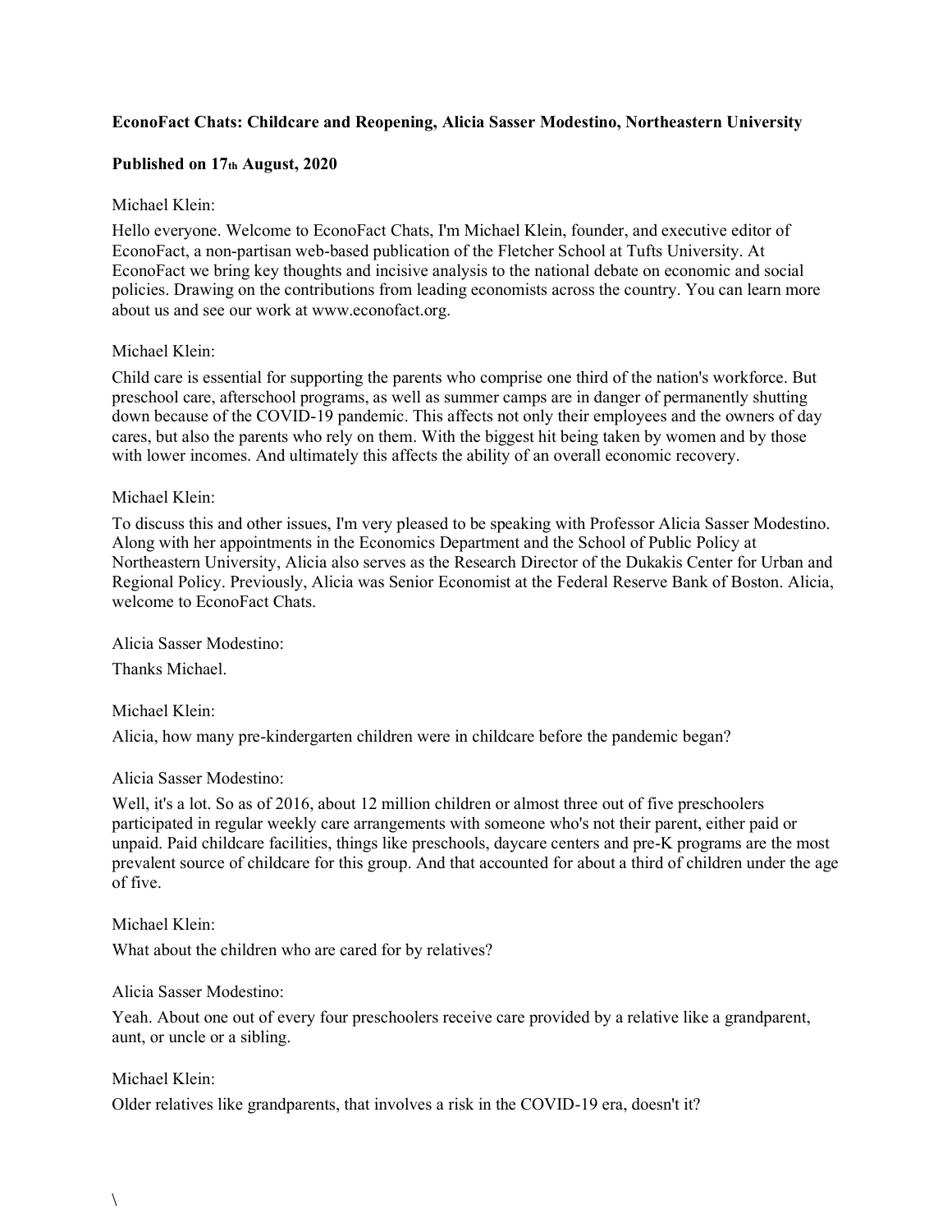**EconoFact Chats: Childcare and Reopening, Alicia Sasser Modestino, Northeastern University**

**Published on 17th August, 2020**

Michael Klein:

Hello everyone. Welcome to EconoFact Chats, I'm Michael Klein, founder, and executive editor of EconoFact, a non-partisan web-based publication of the Fletcher School at Tufts University. At EconoFact we bring key thoughts and incisive analysis to the national debate on economic and social policies. Drawing on the contributions from leading economists across the country. You can learn more about us and see our work at www.econofact.org.

Michael Klein:

Child care is essential for supporting the parents who comprise one third of the nation's workforce. But preschool care, afterschool programs, as well as summer camps are in danger of permanently shutting down because of the COVID-19 pandemic. This affects not only their employees and the owners of day cares, but also the parents who rely on them. With the biggest hit being taken by women and by those with lower incomes. And ultimately this affects the ability of an overall economic recovery.

Michael Klein:

To discuss this and other issues, I'm very pleased to be speaking with Professor Alicia Sasser Modestino. Along with her appointments in the Economics Department and the School of Public Policy at Northeastern University, Alicia also serves as the Research Director of the Dukakis Center for Urban and Regional Policy. Previously, Alicia was Senior Economist at the Federal Reserve Bank of Boston. Alicia, welcome to EconoFact Chats.

Alicia Sasser Modestino:

Thanks Michael.

Michael Klein:

Alicia, how many pre-kindergarten children were in childcare before the pandemic began?

Alicia Sasser Modestino:

Well, it's a lot. So as of 2016, about 12 million children or almost three out of five preschoolers participated in regular weekly care arrangements with someone who's not their parent, either paid or unpaid. Paid childcare facilities, things like preschools, daycare centers and pre-K programs are the most prevalent source of childcare for this group. And that accounted for about a third of children under the age of five.

Michael Klein:

What about the children who are cared for by relatives?

Alicia Sasser Modestino:

Yeah. About one out of every four preschoolers receive care provided by a relative like a grandparent, aunt, or uncle or a sibling.

Michael Klein:

Older relatives like grandparents, that involves a risk in the COVID-19 era, doesn't it?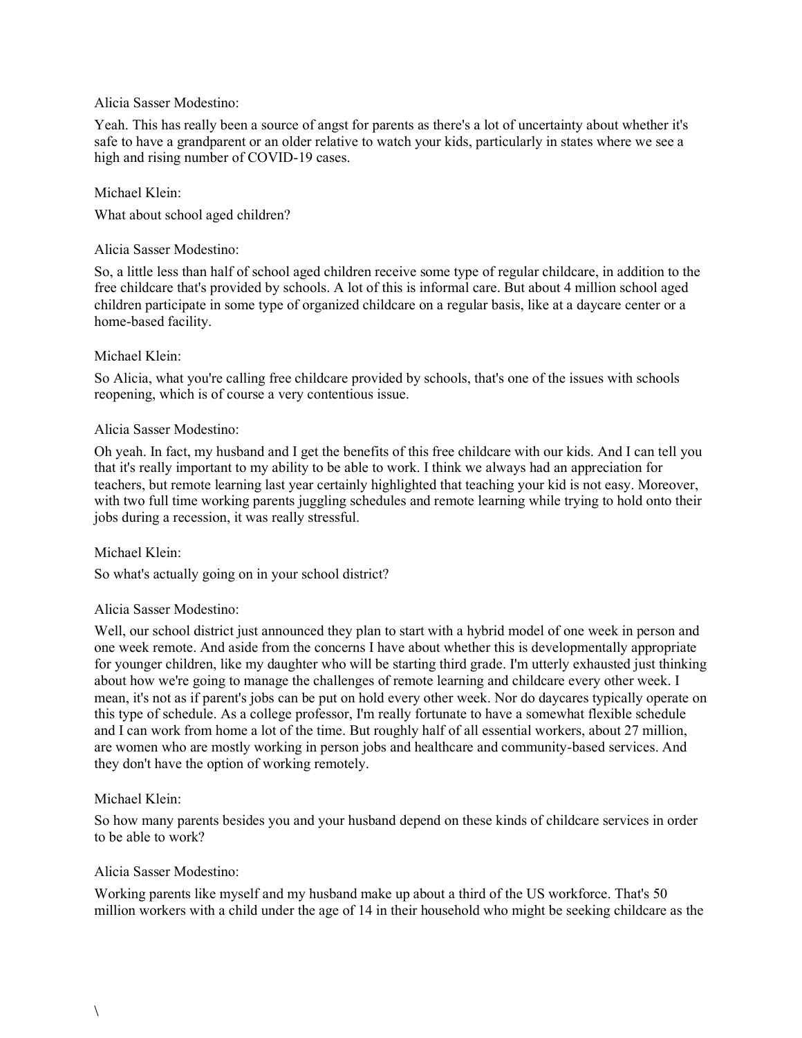Alicia Sasser Modestino:

Yeah. This has really been a source of angst for parents as there's a lot of uncertainty about whether it's safe to have a grandparent or an older relative to watch your kids, particularly in states where we see a high and rising number of COVID-19 cases.

Michael Klein:

What about school aged children?

Alicia Sasser Modestino:

So, a little less than half of school aged children receive some type of regular childcare, in addition to the free childcare that's provided by schools. A lot of this is informal care. But about 4 million school aged children participate in some type of organized childcare on a regular basis, like at a daycare center or a home-based facility.

Michael Klein:

So Alicia, what you're calling free childcare provided by schools, that's one of the issues with schools reopening, which is of course a very contentious issue.

Alicia Sasser Modestino:

Oh yeah. In fact, my husband and I get the benefits of this free childcare with our kids. And I can tell you that it's really important to my ability to be able to work. I think we always had an appreciation for teachers, but remote learning last year certainly highlighted that teaching your kid is not easy. Moreover, with two full time working parents juggling schedules and remote learning while trying to hold onto their jobs during a recession, it was really stressful.

Michael Klein:

So what's actually going on in your school district?

Alicia Sasser Modestino:

Well, our school district just announced they plan to start with a hybrid model of one week in person and one week remote. And aside from the concerns I have about whether this is developmentally appropriate for younger children, like my daughter who will be starting third grade. I'm utterly exhausted just thinking about how we're going to manage the challenges of remote learning and childcare every other week. I mean, it's not as if parent's jobs can be put on hold every other week. Nor do daycares typically operate on this type of schedule. As a college professor, I'm really fortunate to have a somewhat flexible schedule and I can work from home a lot of the time. But roughly half of all essential workers, about 27 million, are women who are mostly working in person jobs and healthcare and community-based services. And they don't have the option of working remotely.

Michael Klein:

So how many parents besides you and your husband depend on these kinds of childcare services in order to be able to work?

Alicia Sasser Modestino:

Working parents like myself and my husband make up about a third of the US workforce. That's 50 million workers with a child under the age of 14 in their household who might be seeking childcare as the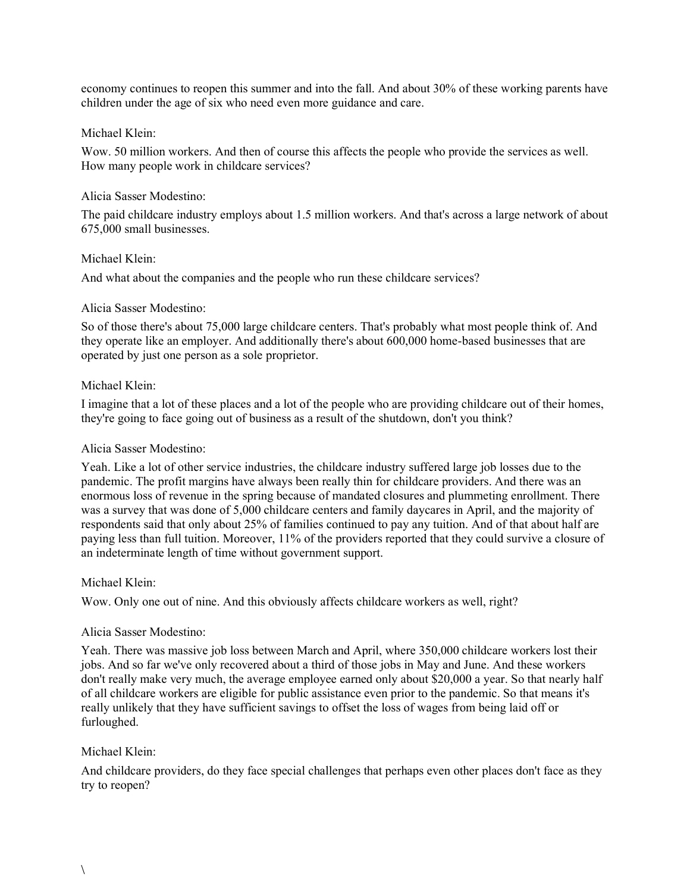economy continues to reopen this summer and into the fall. And about 30% of these working parents have children under the age of six who need even more guidance and care.

Michael Klein:

Wow. 50 million workers. And then of course this affects the people who provide the services as well. How many people work in childcare services?

Alicia Sasser Modestino:

The paid childcare industry employs about 1.5 million workers. And that's across a large network of about 675,000 small businesses.

Michael Klein:

And what about the companies and the people who run these childcare services?

Alicia Sasser Modestino:

So of those there's about 75,000 large childcare centers. That's probably what most people think of. And they operate like an employer. And additionally there's about 600,000 home-based businesses that are operated by just one person as a sole proprietor.

Michael Klein:

I imagine that a lot of these places and a lot of the people who are providing childcare out of their homes, they're going to face going out of business as a result of the shutdown, don't you think?

Alicia Sasser Modestino:

Yeah. Like a lot of other service industries, the childcare industry suffered large job losses due to the pandemic. The profit margins have always been really thin for childcare providers. And there was an enormous loss of revenue in the spring because of mandated closures and plummeting enrollment. There was a survey that was done of 5,000 childcare centers and family daycares in April, and the majority of respondents said that only about 25% of families continued to pay any tuition. And of that about half are paying less than full tuition. Moreover, 11% of the providers reported that they could survive a closure of an indeterminate length of time without government support.

Michael Klein:

Wow. Only one out of nine. And this obviously affects childcare workers as well, right?

Alicia Sasser Modestino:

Yeah. There was massive job loss between March and April, where 350,000 childcare workers lost their jobs. And so far we've only recovered about a third of those jobs in May and June. And these workers don't really make very much, the average employee earned only about $20,000 a year. So that nearly half of all childcare workers are eligible for public assistance even prior to the pandemic. So that means it's really unlikely that they have sufficient savings to offset the loss of wages from being laid off or furloughed.

Michael Klein:

And childcare providers, do they face special challenges that perhaps even other places don't face as they try to reopen?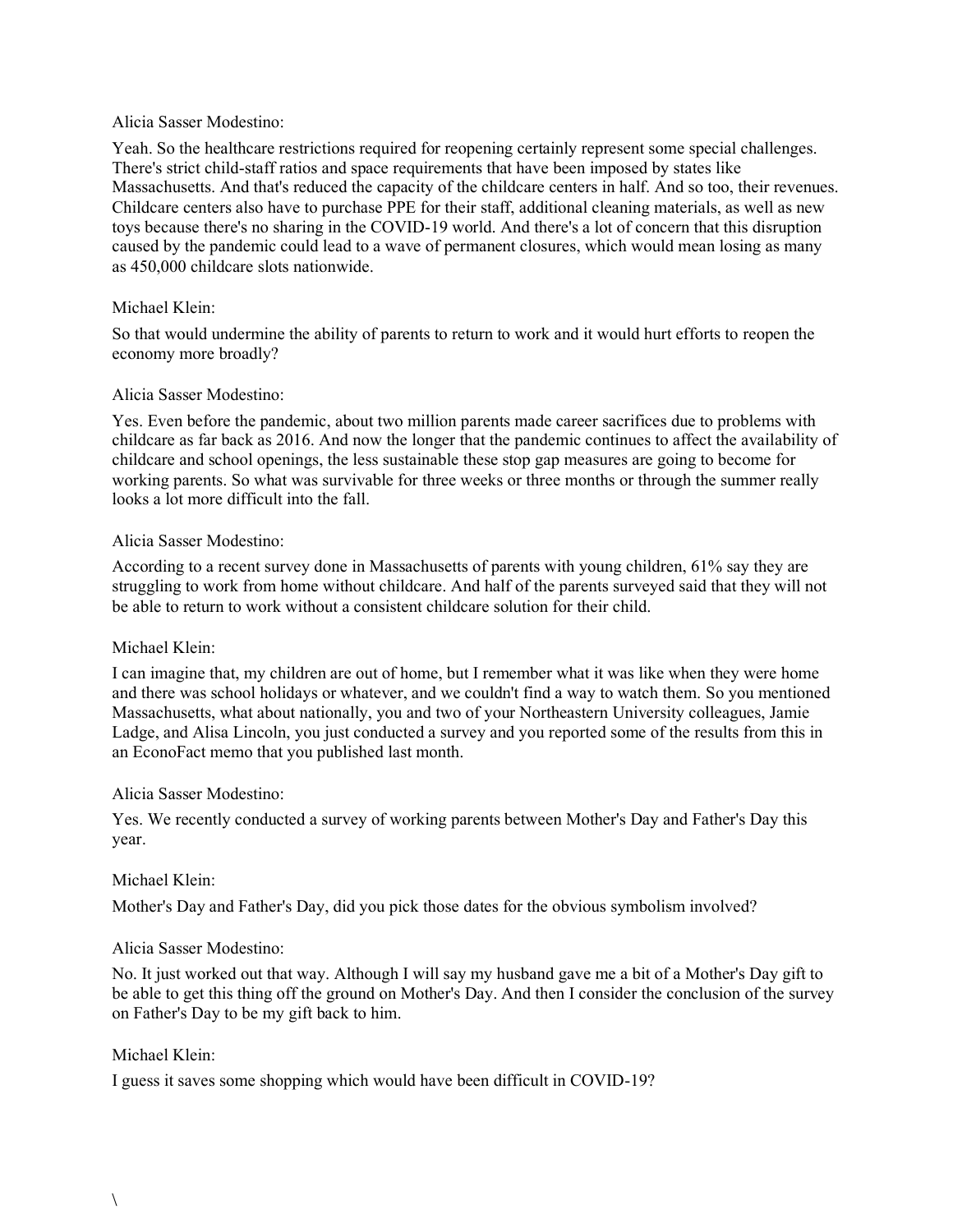Alicia Sasser Modestino:

Yeah. So the healthcare restrictions required for reopening certainly represent some special challenges. There's strict child-staff ratios and space requirements that have been imposed by states like Massachusetts. And that's reduced the capacity of the childcare centers in half. And so too, their revenues. Childcare centers also have to purchase PPE for their staff, additional cleaning materials, as well as new toys because there's no sharing in the COVID-19 world. And there's a lot of concern that this disruption caused by the pandemic could lead to a wave of permanent closures, which would mean losing as many as 450,000 childcare slots nationwide.

Michael Klein:

So that would undermine the ability of parents to return to work and it would hurt efforts to reopen the economy more broadly?

Alicia Sasser Modestino:

Yes. Even before the pandemic, about two million parents made career sacrifices due to problems with childcare as far back as 2016. And now the longer that the pandemic continues to affect the availability of childcare and school openings, the less sustainable these stop gap measures are going to become for working parents. So what was survivable for three weeks or three months or through the summer really looks a lot more difficult into the fall.

Alicia Sasser Modestino:

According to a recent survey done in Massachusetts of parents with young children, 61% say they are struggling to work from home without childcare. And half of the parents surveyed said that they will not be able to return to work without a consistent childcare solution for their child.

Michael Klein:

I can imagine that, my children are out of home, but I remember what it was like when they were home and there was school holidays or whatever, and we couldn't find a way to watch them. So you mentioned Massachusetts, what about nationally, you and two of your Northeastern University colleagues, Jamie Ladge, and Alisa Lincoln, you just conducted a survey and you reported some of the results from this in an EconoFact memo that you published last month.

Alicia Sasser Modestino:

Yes. We recently conducted a survey of working parents between Mother's Day and Father's Day this year.

Michael Klein:

Mother's Day and Father's Day, did you pick those dates for the obvious symbolism involved?

Alicia Sasser Modestino:

No. It just worked out that way. Although I will say my husband gave me a bit of a Mother's Day gift to be able to get this thing off the ground on Mother's Day. And then I consider the conclusion of the survey on Father's Day to be my gift back to him.

Michael Klein:

I guess it saves some shopping which would have been difficult in COVID-19?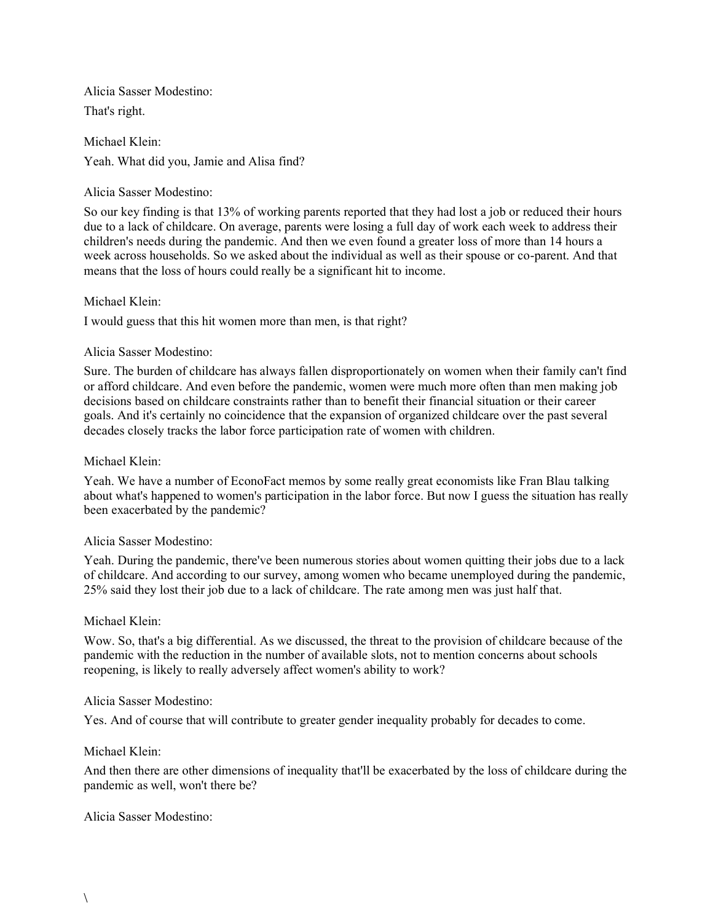Alicia Sasser Modestino:

That's right.

Michael Klein:

Yeah. What did you, Jamie and Alisa find?

Alicia Sasser Modestino:

So our key finding is that 13% of working parents reported that they had lost a job or reduced their hours due to a lack of childcare. On average, parents were losing a full day of work each week to address their children's needs during the pandemic. And then we even found a greater loss of more than 14 hours a week across households. So we asked about the individual as well as their spouse or co-parent. And that means that the loss of hours could really be a significant hit to income.

Michael Klein:

I would guess that this hit women more than men, is that right?

Alicia Sasser Modestino:

Sure. The burden of childcare has always fallen disproportionately on women when their family can't find or afford childcare. And even before the pandemic, women were much more often than men making job decisions based on childcare constraints rather than to benefit their financial situation or their career goals. And it's certainly no coincidence that the expansion of organized childcare over the past several decades closely tracks the labor force participation rate of women with children.

Michael Klein:

Yeah. We have a number of EconoFact memos by some really great economists like Fran Blau talking about what's happened to women's participation in the labor force. But now I guess the situation has really been exacerbated by the pandemic?

Alicia Sasser Modestino:

Yeah. During the pandemic, there've been numerous stories about women quitting their jobs due to a lack of childcare. And according to our survey, among women who became unemployed during the pandemic, 25% said they lost their job due to a lack of childcare. The rate among men was just half that.

Michael Klein:

Wow. So, that's a big differential. As we discussed, the threat to the provision of childcare because of the pandemic with the reduction in the number of available slots, not to mention concerns about schools reopening, is likely to really adversely affect women's ability to work?

Alicia Sasser Modestino:

Yes. And of course that will contribute to greater gender inequality probably for decades to come.

Michael Klein:

And then there are other dimensions of inequality that'll be exacerbated by the loss of childcare during the pandemic as well, won't there be?

Alicia Sasser Modestino:

\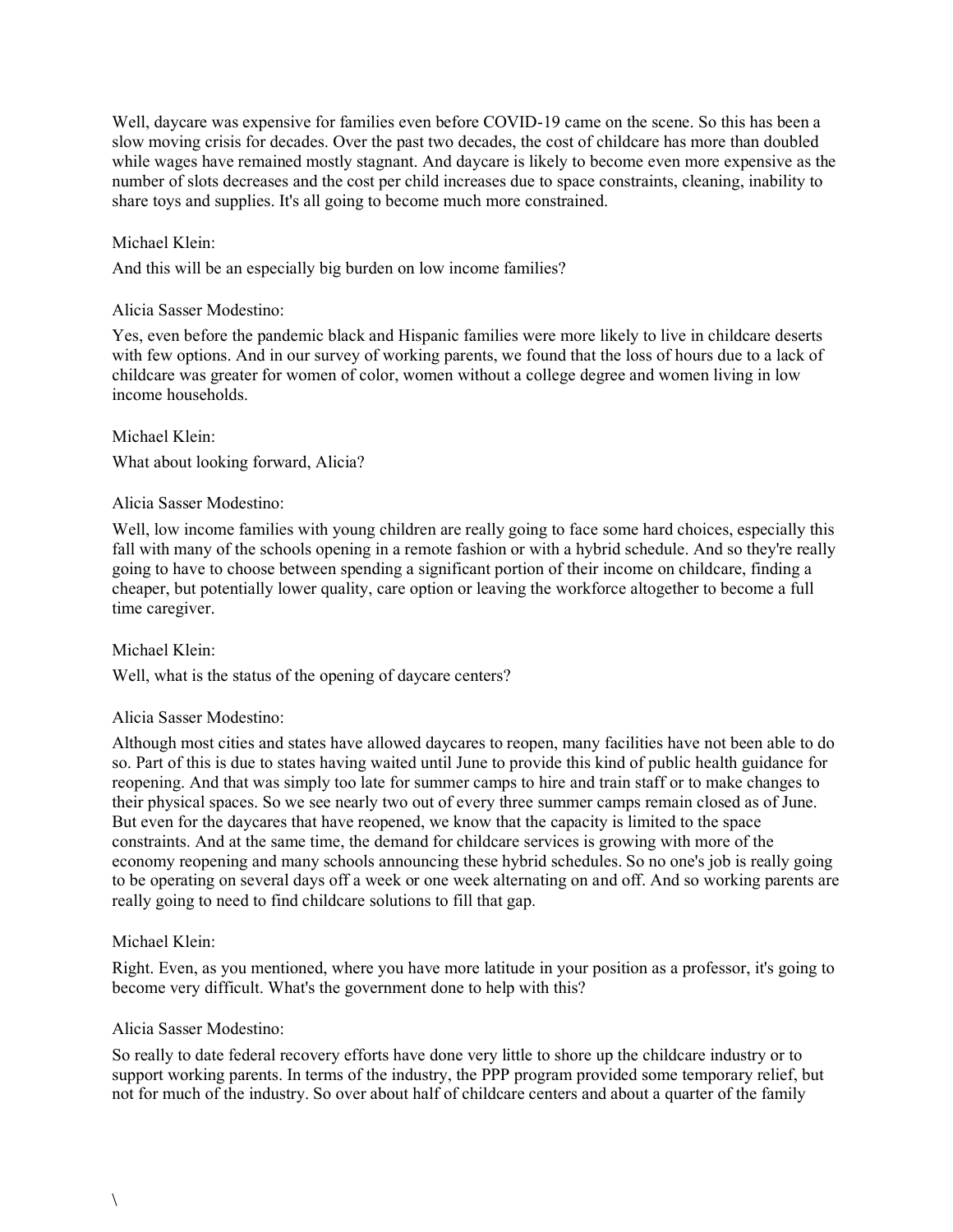Well, daycare was expensive for families even before COVID-19 came on the scene. So this has been a slow moving crisis for decades. Over the past two decades, the cost of childcare has more than doubled while wages have remained mostly stagnant. And daycare is likely to become even more expensive as the number of slots decreases and the cost per child increases due to space constraints, cleaning, inability to share toys and supplies. It's all going to become much more constrained.

Michael Klein:

And this will be an especially big burden on low income families?

Alicia Sasser Modestino:

Yes, even before the pandemic black and Hispanic families were more likely to live in childcare deserts with few options. And in our survey of working parents, we found that the loss of hours due to a lack of childcare was greater for women of color, women without a college degree and women living in low income households.

Michael Klein:

What about looking forward, Alicia?

Alicia Sasser Modestino:

Well, low income families with young children are really going to face some hard choices, especially this fall with many of the schools opening in a remote fashion or with a hybrid schedule. And so they're really going to have to choose between spending a significant portion of their income on childcare, finding a cheaper, but potentially lower quality, care option or leaving the workforce altogether to become a full time caregiver.

Michael Klein:

Well, what is the status of the opening of daycare centers?

Alicia Sasser Modestino:

Although most cities and states have allowed daycares to reopen, many facilities have not been able to do so. Part of this is due to states having waited until June to provide this kind of public health guidance for reopening. And that was simply too late for summer camps to hire and train staff or to make changes to their physical spaces. So we see nearly two out of every three summer camps remain closed as of June. But even for the daycares that have reopened, we know that the capacity is limited to the space constraints. And at the same time, the demand for childcare services is growing with more of the economy reopening and many schools announcing these hybrid schedules. So no one's job is really going to be operating on several days off a week or one week alternating on and off. And so working parents are really going to need to find childcare solutions to fill that gap.

Michael Klein:

Right. Even, as you mentioned, where you have more latitude in your position as a professor, it's going to become very difficult. What's the government done to help with this?

Alicia Sasser Modestino:

So really to date federal recovery efforts have done very little to shore up the childcare industry or to support working parents. In terms of the industry, the PPP program provided some temporary relief, but not for much of the industry. So over about half of childcare centers and about a quarter of the family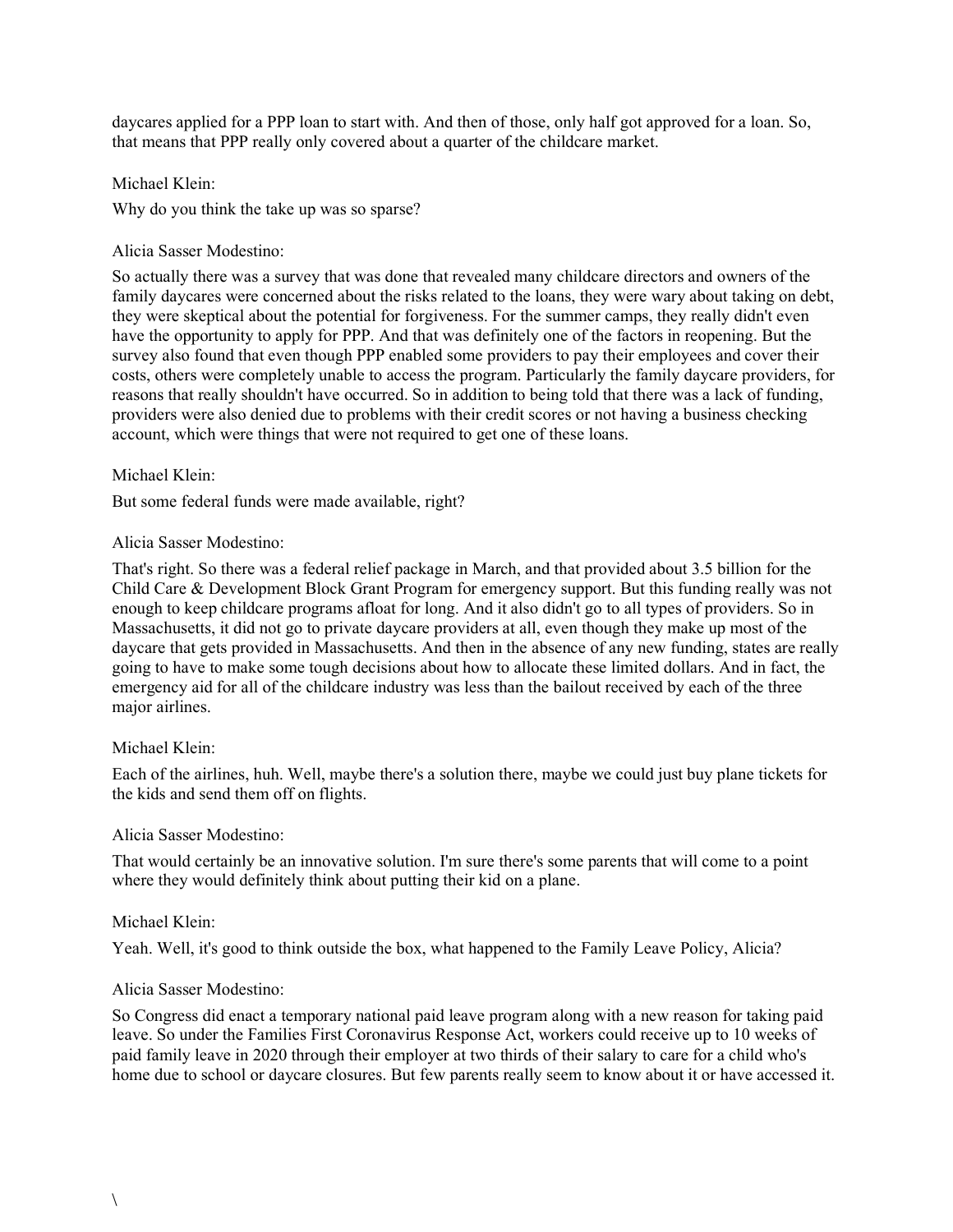daycares applied for a PPP loan to start with. And then of those, only half got approved for a loan. So, that means that PPP really only covered about a quarter of the childcare market.

Michael Klein:

Why do you think the take up was so sparse?

Alicia Sasser Modestino:

So actually there was a survey that was done that revealed many childcare directors and owners of the family daycares were concerned about the risks related to the loans, they were wary about taking on debt, they were skeptical about the potential for forgiveness. For the summer camps, they really didn't even have the opportunity to apply for PPP. And that was definitely one of the factors in reopening. But the survey also found that even though PPP enabled some providers to pay their employees and cover their costs, others were completely unable to access the program. Particularly the family daycare providers, for reasons that really shouldn't have occurred. So in addition to being told that there was a lack of funding, providers were also denied due to problems with their credit scores or not having a business checking account, which were things that were not required to get one of these loans.

Michael Klein:

But some federal funds were made available, right?

Alicia Sasser Modestino:

That's right. So there was a federal relief package in March, and that provided about 3.5 billion for the Child Care & Development Block Grant Program for emergency support. But this funding really was not enough to keep childcare programs afloat for long. And it also didn't go to all types of providers. So in Massachusetts, it did not go to private daycare providers at all, even though they make up most of the daycare that gets provided in Massachusetts. And then in the absence of any new funding, states are really going to have to make some tough decisions about how to allocate these limited dollars. And in fact, the emergency aid for all of the childcare industry was less than the bailout received by each of the three major airlines.

Michael Klein:

Each of the airlines, huh. Well, maybe there's a solution there, maybe we could just buy plane tickets for the kids and send them off on flights.

Alicia Sasser Modestino:

That would certainly be an innovative solution. I'm sure there's some parents that will come to a point where they would definitely think about putting their kid on a plane.

Michael Klein:

Yeah. Well, it's good to think outside the box, what happened to the Family Leave Policy, Alicia?

Alicia Sasser Modestino:

So Congress did enact a temporary national paid leave program along with a new reason for taking paid leave. So under the Families First Coronavirus Response Act, workers could receive up to 10 weeks of paid family leave in 2020 through their employer at two thirds of their salary to care for a child who's home due to school or daycare closures. But few parents really seem to know about it or have accessed it.

\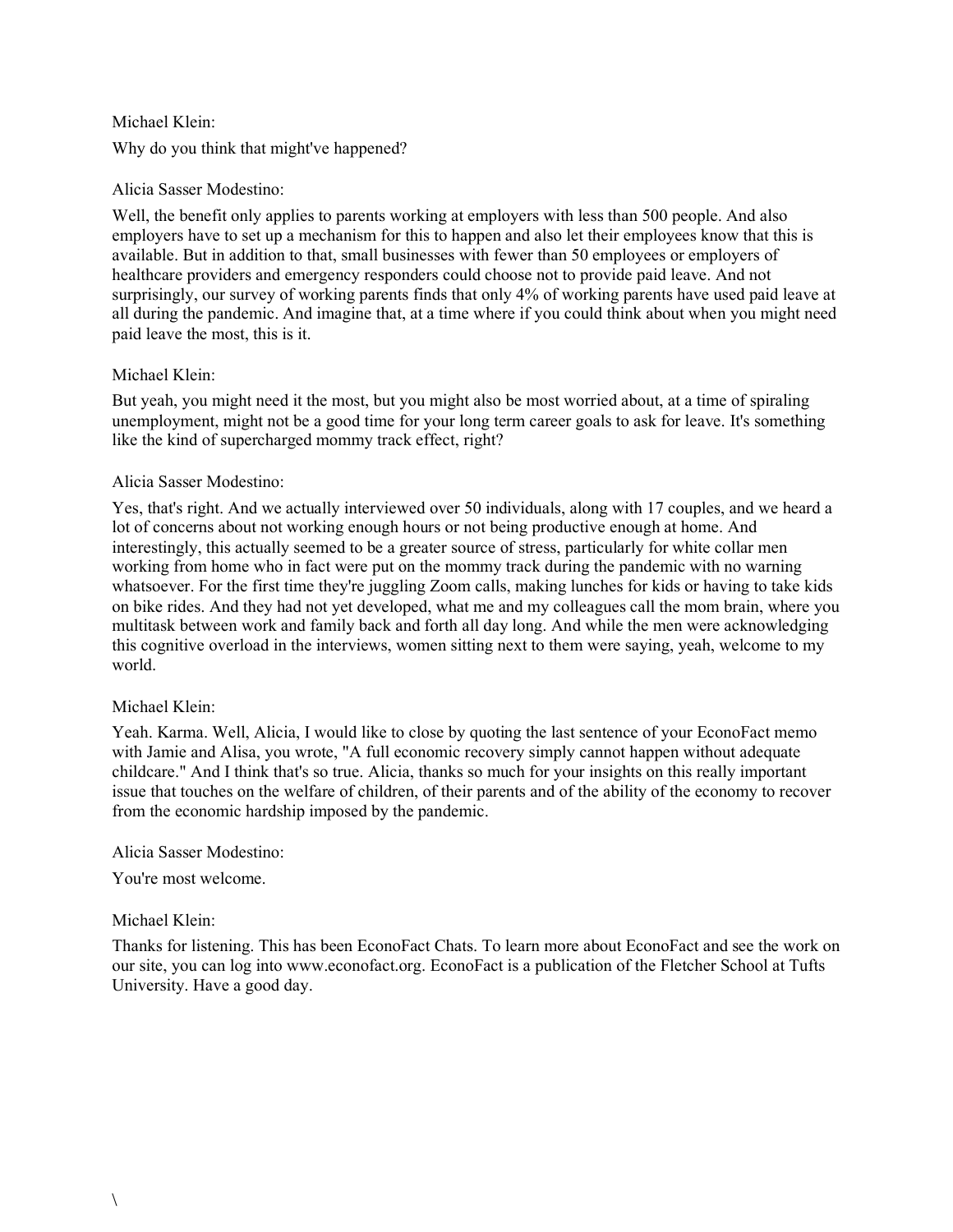Michael Klein:

Why do you think that might've happened?

Alicia Sasser Modestino:

Well, the benefit only applies to parents working at employers with less than 500 people. And also employers have to set up a mechanism for this to happen and also let their employees know that this is available. But in addition to that, small businesses with fewer than 50 employees or employers of healthcare providers and emergency responders could choose not to provide paid leave. And not surprisingly, our survey of working parents finds that only 4% of working parents have used paid leave at all during the pandemic. And imagine that, at a time where if you could think about when you might need paid leave the most, this is it.

Michael Klein:

But yeah, you might need it the most, but you might also be most worried about, at a time of spiraling unemployment, might not be a good time for your long term career goals to ask for leave. It's something like the kind of supercharged mommy track effect, right?

Alicia Sasser Modestino:

Yes, that's right. And we actually interviewed over 50 individuals, along with 17 couples, and we heard a lot of concerns about not working enough hours or not being productive enough at home. And interestingly, this actually seemed to be a greater source of stress, particularly for white collar men working from home who in fact were put on the mommy track during the pandemic with no warning whatsoever. For the first time they're juggling Zoom calls, making lunches for kids or having to take kids on bike rides. And they had not yet developed, what me and my colleagues call the mom brain, where you multitask between work and family back and forth all day long. And while the men were acknowledging this cognitive overload in the interviews, women sitting next to them were saying, yeah, welcome to my world.

Michael Klein:

Yeah. Karma. Well, Alicia, I would like to close by quoting the last sentence of your EconoFact memo with Jamie and Alisa, you wrote, "A full economic recovery simply cannot happen without adequate childcare." And I think that's so true. Alicia, thanks so much for your insights on this really important issue that touches on the welfare of children, of their parents and of the ability of the economy to recover from the economic hardship imposed by the pandemic.

Alicia Sasser Modestino:

You're most welcome.

Michael Klein:

Thanks for listening. This has been EconoFact Chats. To learn more about EconoFact and see the work on our site, you can log into www.econofact.org. EconoFact is a publication of the Fletcher School at Tufts University. Have a good day.

\